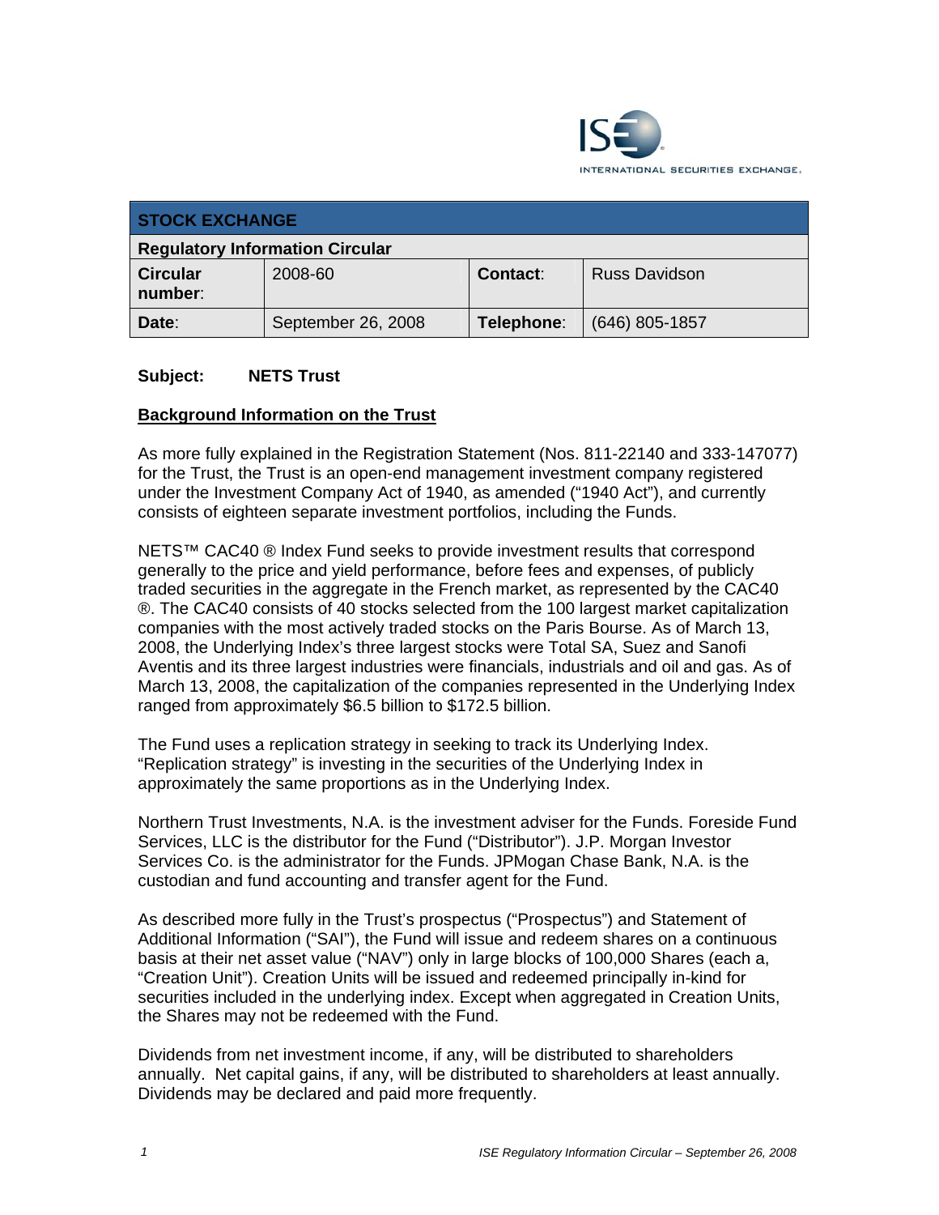ISE INTERNATIONAL SECURITIES EXCHANGE

| STOCK EXCHANGE | | | |
|---|---|---|---|
| **Regulatory Information Circular** | | | |
| **Circular number**: | 2008-60 | **Contact**: | Russ Davidson |
| **Date**: | September 26, 2008 | **Telephone**: | (646) 805-1857 |

**Subject: NETS Trust**

**Background Information on the Trust**

As more fully explained in the Registration Statement (Nos. 811-22140 and 333-147077) for the Trust, the Trust is an open-end management investment company registered under the Investment Company Act of 1940, as amended ("1940 Act"), and currently consists of eighteen separate investment portfolios, including the Funds.

NETS™ CAC40 ® Index Fund seeks to provide investment results that correspond generally to the price and yield performance, before fees and expenses, of publicly traded securities in the aggregate in the French market, as represented by the CAC40 ®. The CAC40 consists of 40 stocks selected from the 100 largest market capitalization companies with the most actively traded stocks on the Paris Bourse. As of March 13, 2008, the Underlying Index's three largest stocks were Total SA, Suez and Sanofi Aventis and its three largest industries were financials, industrials and oil and gas. As of March 13, 2008, the capitalization of the companies represented in the Underlying Index ranged from approximately $6.5 billion to $172.5 billion.

The Fund uses a replication strategy in seeking to track its Underlying Index. "Replication strategy" is investing in the securities of the Underlying Index in approximately the same proportions as in the Underlying Index.

Northern Trust Investments, N.A. is the investment adviser for the Funds. Foreside Fund Services, LLC is the distributor for the Fund ("Distributor"). J.P. Morgan Investor Services Co. is the administrator for the Funds. JPMogan Chase Bank, N.A. is the custodian and fund accounting and transfer agent for the Fund.

As described more fully in the Trust's prospectus ("Prospectus") and Statement of Additional Information ("SAI"), the Fund will issue and redeem shares on a continuous basis at their net asset value ("NAV") only in large blocks of 100,000 Shares (each a, "Creation Unit"). Creation Units will be issued and redeemed principally in-kind for securities included in the underlying index. Except when aggregated in Creation Units, the Shares may not be redeemed with the Fund.

Dividends from net investment income, if any, will be distributed to shareholders annually. Net capital gains, if any, will be distributed to shareholders at least annually. Dividends may be declared and paid more frequently.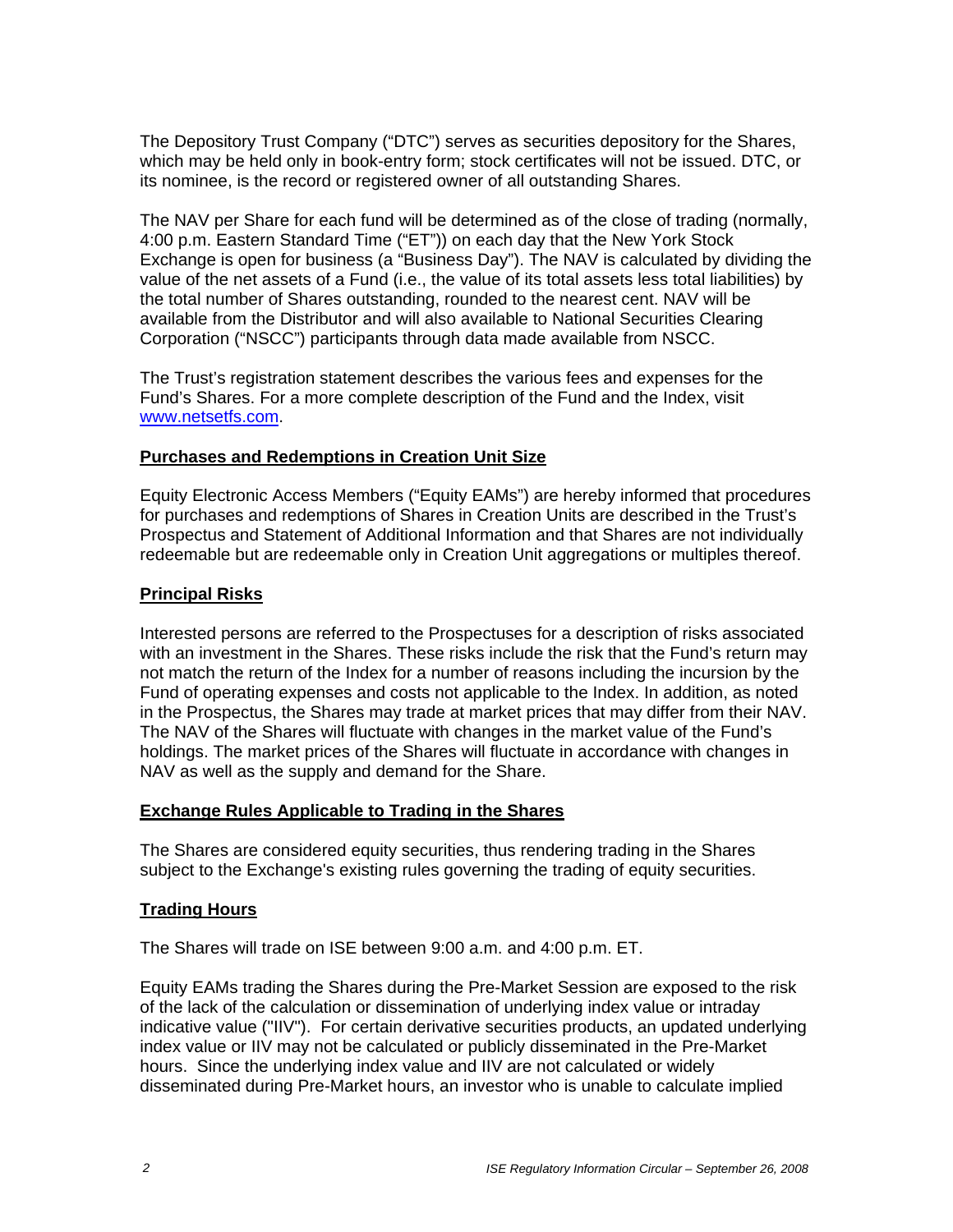The Depository Trust Company ("DTC") serves as securities depository for the Shares, which may be held only in book-entry form; stock certificates will not be issued. DTC, or its nominee, is the record or registered owner of all outstanding Shares.

The NAV per Share for each fund will be determined as of the close of trading (normally, 4:00 p.m. Eastern Standard Time ("ET")) on each day that the New York Stock Exchange is open for business (a "Business Day"). The NAV is calculated by dividing the value of the net assets of a Fund (i.e., the value of its total assets less total liabilities) by the total number of Shares outstanding, rounded to the nearest cent. NAV will be available from the Distributor and will also available to National Securities Clearing Corporation ("NSCC") participants through data made available from NSCC.

The Trust's registration statement describes the various fees and expenses for the Fund's Shares. For a more complete description of the Fund and the Index, visit www.netsetfs.com.

**Purchases and Redemptions in Creation Unit Size**

Equity Electronic Access Members ("Equity EAMs") are hereby informed that procedures for purchases and redemptions of Shares in Creation Units are described in the Trust's Prospectus and Statement of Additional Information and that Shares are not individually redeemable but are redeemable only in Creation Unit aggregations or multiples thereof.

**Principal Risks**

Interested persons are referred to the Prospectuses for a description of risks associated with an investment in the Shares. These risks include the risk that the Fund's return may not match the return of the Index for a number of reasons including the incursion by the Fund of operating expenses and costs not applicable to the Index. In addition, as noted in the Prospectus, the Shares may trade at market prices that may differ from their NAV. The NAV of the Shares will fluctuate with changes in the market value of the Fund's holdings. The market prices of the Shares will fluctuate in accordance with changes in NAV as well as the supply and demand for the Share.

**Exchange Rules Applicable to Trading in the Shares**

The Shares are considered equity securities, thus rendering trading in the Shares subject to the Exchange's existing rules governing the trading of equity securities.

**Trading Hours**

The Shares will trade on ISE between 9:00 a.m. and 4:00 p.m. ET.

Equity EAMs trading the Shares during the Pre-Market Session are exposed to the risk of the lack of the calculation or dissemination of underlying index value or intraday indicative value ("IIV"). For certain derivative securities products, an updated underlying index value or IIV may not be calculated or publicly disseminated in the Pre-Market hours. Since the underlying index value and IIV are not calculated or widely disseminated during Pre-Market hours, an investor who is unable to calculate implied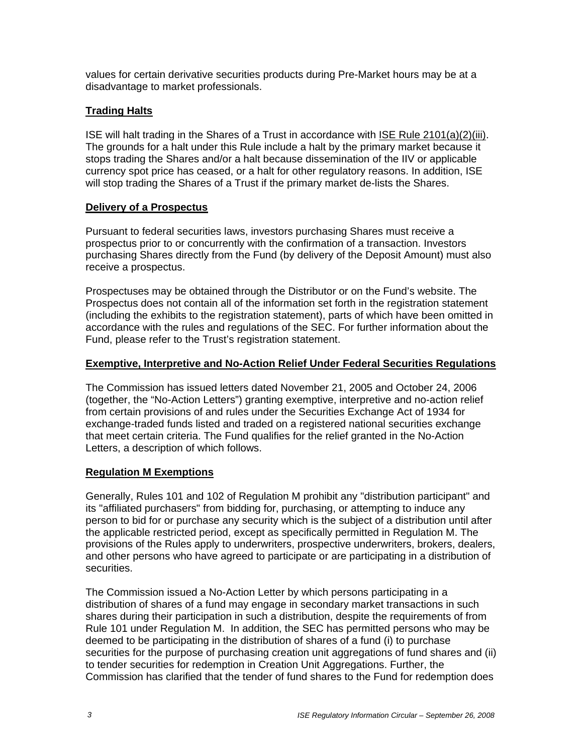values for certain derivative securities products during Pre-Market hours may be at a disadvantage to market professionals.

**Trading Halts**

ISE will halt trading in the Shares of a Trust in accordance with ISE Rule 2101(a)(2)(iii). The grounds for a halt under this Rule include a halt by the primary market because it stops trading the Shares and/or a halt because dissemination of the IIV or applicable currency spot price has ceased, or a halt for other regulatory reasons. In addition, ISE will stop trading the Shares of a Trust if the primary market de-lists the Shares.

**Delivery of a Prospectus**

Pursuant to federal securities laws, investors purchasing Shares must receive a prospectus prior to or concurrently with the confirmation of a transaction. Investors purchasing Shares directly from the Fund (by delivery of the Deposit Amount) must also receive a prospectus.

Prospectuses may be obtained through the Distributor or on the Fund's website. The Prospectus does not contain all of the information set forth in the registration statement (including the exhibits to the registration statement), parts of which have been omitted in accordance with the rules and regulations of the SEC. For further information about the Fund, please refer to the Trust's registration statement.

**Exemptive, Interpretive and No-Action Relief Under Federal Securities Regulations**

The Commission has issued letters dated November 21, 2005 and October 24, 2006 (together, the "No-Action Letters") granting exemptive, interpretive and no-action relief from certain provisions of and rules under the Securities Exchange Act of 1934 for exchange-traded funds listed and traded on a registered national securities exchange that meet certain criteria. The Fund qualifies for the relief granted in the No-Action Letters, a description of which follows.

**Regulation M Exemptions**

Generally, Rules 101 and 102 of Regulation M prohibit any "distribution participant" and its "affiliated purchasers" from bidding for, purchasing, or attempting to induce any person to bid for or purchase any security which is the subject of a distribution until after the applicable restricted period, except as specifically permitted in Regulation M. The provisions of the Rules apply to underwriters, prospective underwriters, brokers, dealers, and other persons who have agreed to participate or are participating in a distribution of securities.

The Commission issued a No-Action Letter by which persons participating in a distribution of shares of a fund may engage in secondary market transactions in such shares during their participation in such a distribution, despite the requirements of from Rule 101 under Regulation M. In addition, the SEC has permitted persons who may be deemed to be participating in the distribution of shares of a fund (i) to purchase securities for the purpose of purchasing creation unit aggregations of fund shares and (ii) to tender securities for redemption in Creation Unit Aggregations. Further, the Commission has clarified that the tender of fund shares to the Fund for redemption does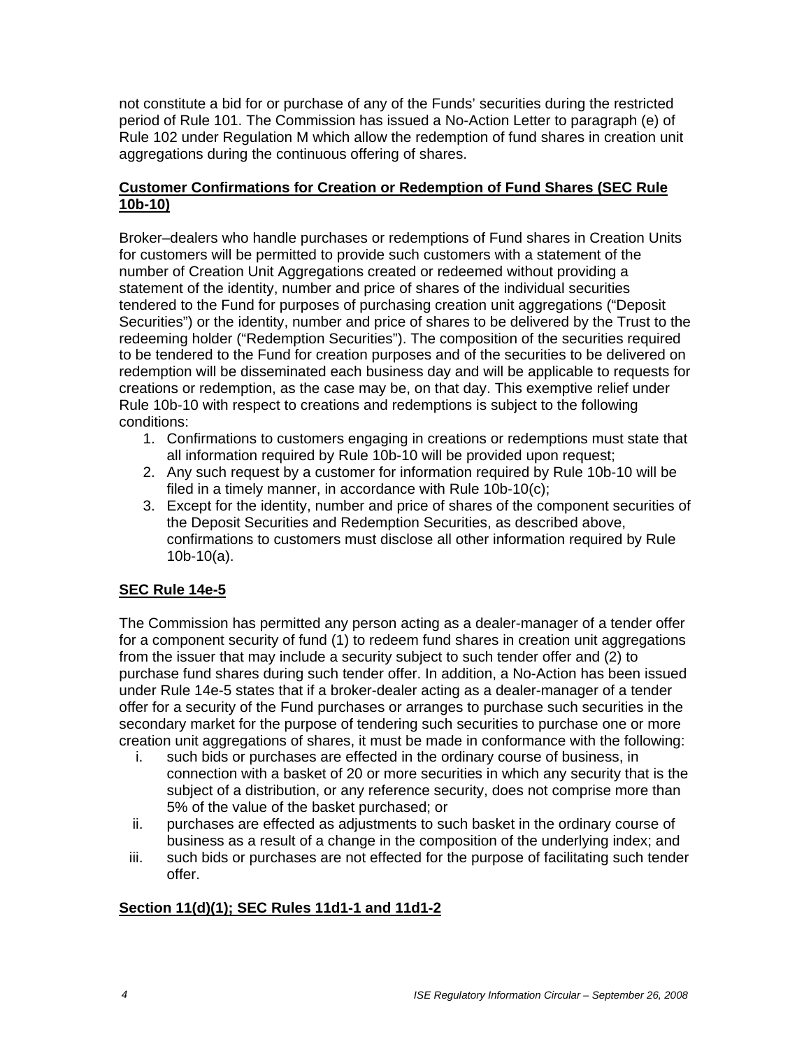not constitute a bid for or purchase of any of the Funds' securities during the restricted period of Rule 101. The Commission has issued a No-Action Letter to paragraph (e) of Rule 102 under Regulation M which allow the redemption of fund shares in creation unit aggregations during the continuous offering of shares.

**Customer Confirmations for Creation or Redemption of Fund Shares (SEC Rule 10b-10)**

Broker–dealers who handle purchases or redemptions of Fund shares in Creation Units for customers will be permitted to provide such customers with a statement of the number of Creation Unit Aggregations created or redeemed without providing a statement of the identity, number and price of shares of the individual securities tendered to the Fund for purposes of purchasing creation unit aggregations ("Deposit Securities") or the identity, number and price of shares to be delivered by the Trust to the redeeming holder ("Redemption Securities"). The composition of the securities required to be tendered to the Fund for creation purposes and of the securities to be delivered on redemption will be disseminated each business day and will be applicable to requests for creations or redemption, as the case may be, on that day. This exemptive relief under Rule 10b-10 with respect to creations and redemptions is subject to the following conditions:

1. Confirmations to customers engaging in creations or redemptions must state that all information required by Rule 10b-10 will be provided upon request;
2. Any such request by a customer for information required by Rule 10b-10 will be filed in a timely manner, in accordance with Rule 10b-10(c);
3. Except for the identity, number and price of shares of the component securities of the Deposit Securities and Redemption Securities, as described above, confirmations to customers must disclose all other information required by Rule 10b-10(a).

**SEC Rule 14e-5**

The Commission has permitted any person acting as a dealer-manager of a tender offer for a component security of fund (1) to redeem fund shares in creation unit aggregations from the issuer that may include a security subject to such tender offer and (2) to purchase fund shares during such tender offer. In addition, a No-Action has been issued under Rule 14e-5 states that if a broker-dealer acting as a dealer-manager of a tender offer for a security of the Fund purchases or arranges to purchase such securities in the secondary market for the purpose of tendering such securities to purchase one or more creation unit aggregations of shares, it must be made in conformance with the following:

i. such bids or purchases are effected in the ordinary course of business, in connection with a basket of 20 or more securities in which any security that is the subject of a distribution, or any reference security, does not comprise more than 5% of the value of the basket purchased; or
ii. purchases are effected as adjustments to such basket in the ordinary course of business as a result of a change in the composition of the underlying index; and
iii. such bids or purchases are not effected for the purpose of facilitating such tender offer.

**Section 11(d)(1); SEC Rules 11d1-1 and 11d1-2**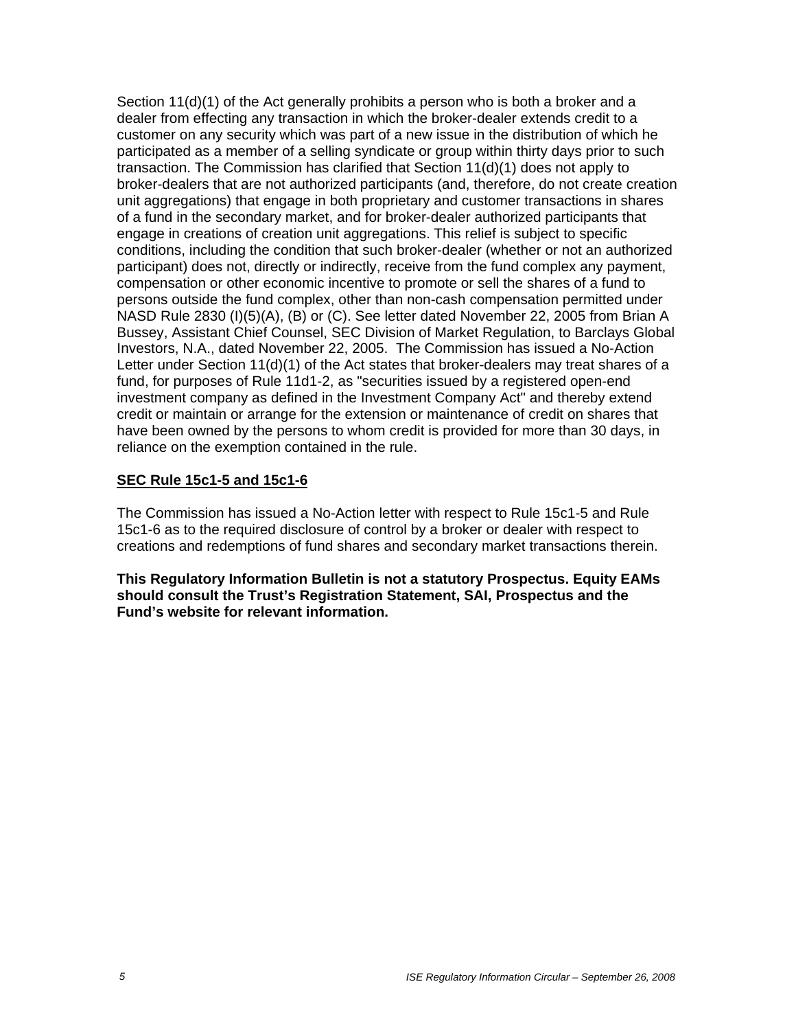Section 11(d)(1) of the Act generally prohibits a person who is both a broker and a dealer from effecting any transaction in which the broker-dealer extends credit to a customer on any security which was part of a new issue in the distribution of which he participated as a member of a selling syndicate or group within thirty days prior to such transaction. The Commission has clarified that Section 11(d)(1) does not apply to broker-dealers that are not authorized participants (and, therefore, do not create creation unit aggregations) that engage in both proprietary and customer transactions in shares of a fund in the secondary market, and for broker-dealer authorized participants that engage in creations of creation unit aggregations. This relief is subject to specific conditions, including the condition that such broker-dealer (whether or not an authorized participant) does not, directly or indirectly, receive from the fund complex any payment, compensation or other economic incentive to promote or sell the shares of a fund to persons outside the fund complex, other than non-cash compensation permitted under NASD Rule 2830 (I)(5)(A), (B) or (C). See letter dated November 22, 2005 from Brian A Bussey, Assistant Chief Counsel, SEC Division of Market Regulation, to Barclays Global Investors, N.A., dated November 22, 2005. The Commission has issued a No-Action Letter under Section 11(d)(1) of the Act states that broker-dealers may treat shares of a fund, for purposes of Rule 11d1-2, as "securities issued by a registered open-end investment company as defined in the Investment Company Act" and thereby extend credit or maintain or arrange for the extension or maintenance of credit on shares that have been owned by the persons to whom credit is provided for more than 30 days, in reliance on the exemption contained in the rule.

**SEC Rule 15c1-5 and 15c1-6**

The Commission has issued a No-Action letter with respect to Rule 15c1-5 and Rule 15c1-6 as to the required disclosure of control by a broker or dealer with respect to creations and redemptions of fund shares and secondary market transactions therein.

**This Regulatory Information Bulletin is not a statutory Prospectus. Equity EAMs should consult the Trust's Registration Statement, SAI, Prospectus and the Fund's website for relevant information.**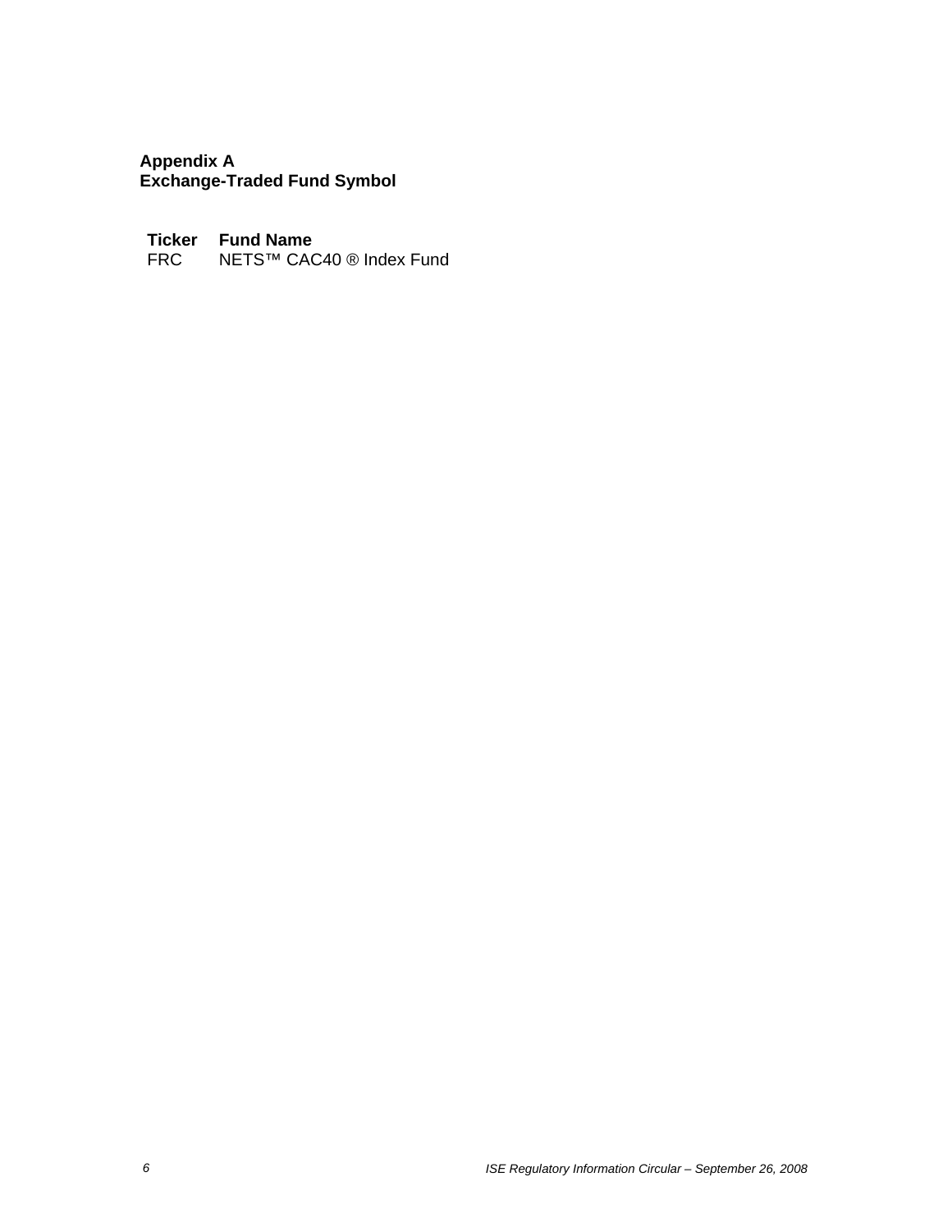**Appendix A**
**Exchange-Traded Fund Symbol**

| Ticker | Fund Name |
|---|---|
| FRC | NETS™ CAC40 ® Index Fund |